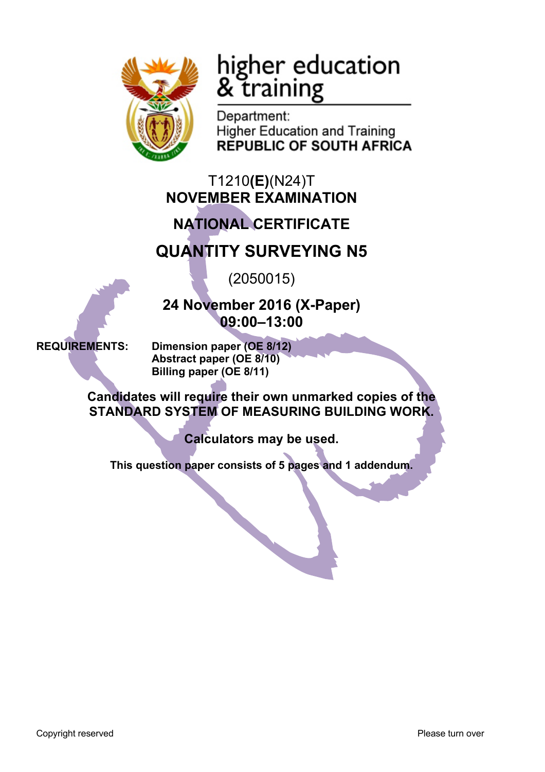higher education & training

Department:
Higher Education and Training
**REPUBLIC OF SOUTH AFRICA**

T1210**(E)**(N24)T

**NOVEMBER EXAMINATION**

**NATIONAL CERTIFICATE**

# QUANTITY SURVEYING N5

(2050015)

**24 November 2016 (X-Paper)**
**09:00–13:00**

**REQUIREMENTS:** **Dimension paper (OE 8/12)**
**Abstract paper (OE 8/10)**
**Billing paper (OE 8/11)**

**Candidates will require their own unmarked copies of the STANDARD SYSTEM OF MEASURING BUILDING WORK.**

**Calculators may be used.**

**This question paper consists of 5 pages and 1 addendum.**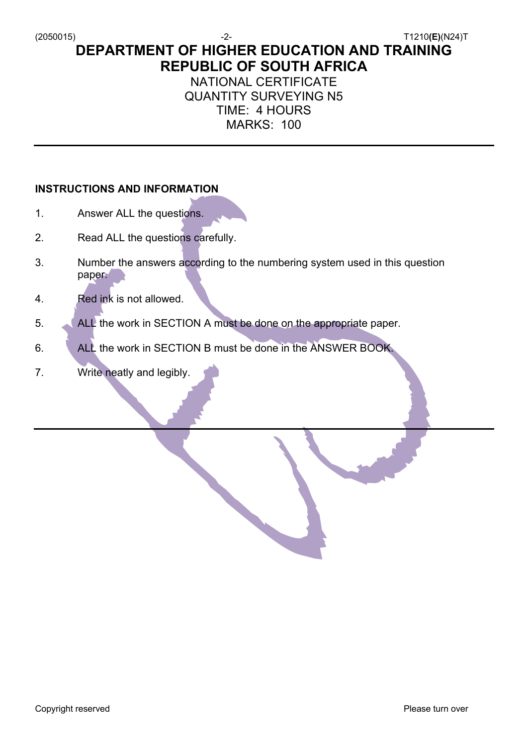# DEPARTMENT OF HIGHER EDUCATION AND TRAINING
# REPUBLIC OF SOUTH AFRICA

NATIONAL CERTIFICATE
QUANTITY SURVEYING N5
TIME: 4 HOURS
MARKS: 100

---

## INSTRUCTIONS AND INFORMATION

1. Answer ALL the questions.
2. Read ALL the questions carefully.
3. Number the answers according to the numbering system used in this question paper.
4. Red ink is not allowed.
5. ALL the work in SECTION A must be done on the appropriate paper.
6. ALL the work in SECTION B must be done in the ANSWER BOOK.
7. Write neatly and legibly.

---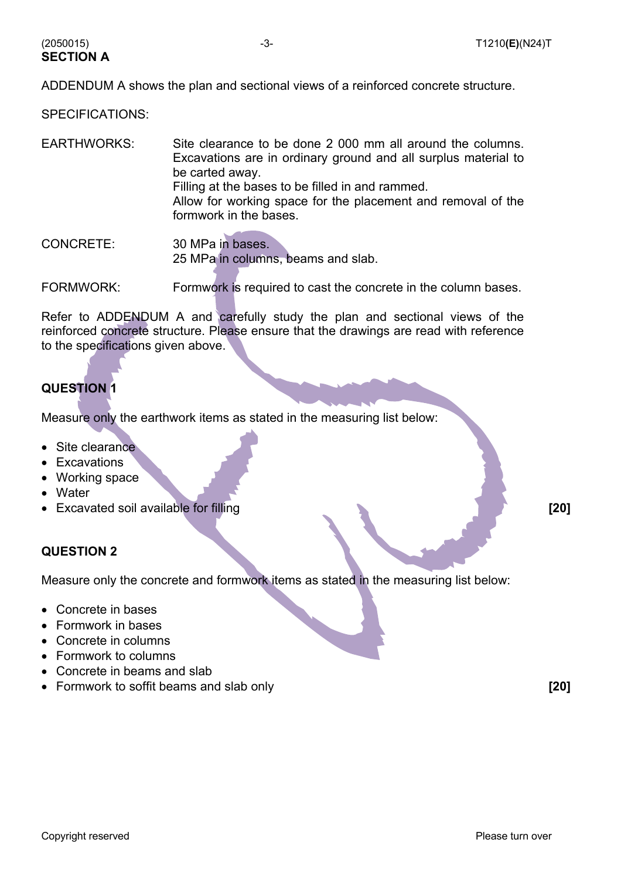## SECTION A

ADDENDUM A shows the plan and sectional views of a reinforced concrete structure.

SPECIFICATIONS:

EARTHWORKS: Site clearance to be done 2 000 mm all around the columns. Excavations are in ordinary ground and all surplus material to be carted away.
Filling at the bases to be filled in and rammed.
Allow for working space for the placement and removal of the formwork in the bases.

CONCRETE: 30 MPa in bases.
25 MPa in columns, beams and slab.

FORMWORK: Formwork is required to cast the concrete in the column bases.

Refer to ADDENDUM A and carefully study the plan and sectional views of the reinforced concrete structure. Please ensure that the drawings are read with reference to the specifications given above.

### QUESTION 1

Measure only the earthwork items as stated in the measuring list below:

- Site clearance
- Excavations
- Working space
- Water
- Excavated soil available for filling **[20]**

### QUESTION 2

Measure only the concrete and formwork items as stated in the measuring list below:

- Concrete in bases
- Formwork in bases
- Concrete in columns
- Formwork to columns
- Concrete in beams and slab
- Formwork to soffit beams and slab only **[20]**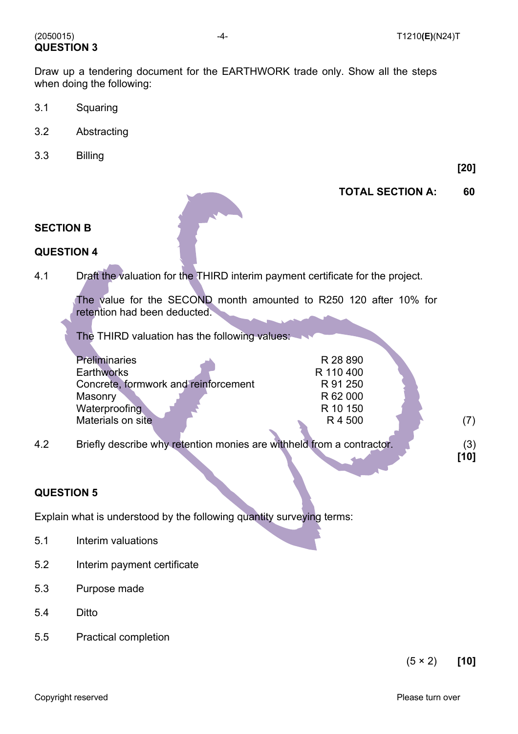## QUESTION 3

Draw up a tendering document for the EARTHWORK trade only. Show all the steps when doing the following:

3.1 Squaring

3.2 Abstracting

3.3 Billing

**[20]**

**TOTAL SECTION A: 60**

## SECTION B

## QUESTION 4

4.1 Draft the valuation for the THIRD interim payment certificate for the project.

The value for the SECOND month amounted to R250 120 after 10% for retention had been deducted.

The THIRD valuation has the following values:

| | |
|---|---|
| Preliminaries | R 28 890 |
| Earthworks | R 110 400 |
| Concrete, formwork and reinforcement | R 91 250 |
| Masonry | R 62 000 |
| Waterproofing | R 10 150 |
| Materials on site | R 4 500 |

(7)

4.2 Briefly describe why retention monies are withheld from a contractor. (3)

**[10]**

## QUESTION 5

Explain what is understood by the following quantity surveying terms:

5.1 Interim valuations

5.2 Interim payment certificate

5.3 Purpose made

5.4 Ditto

5.5 Practical completion

(5 × 2) **[10]**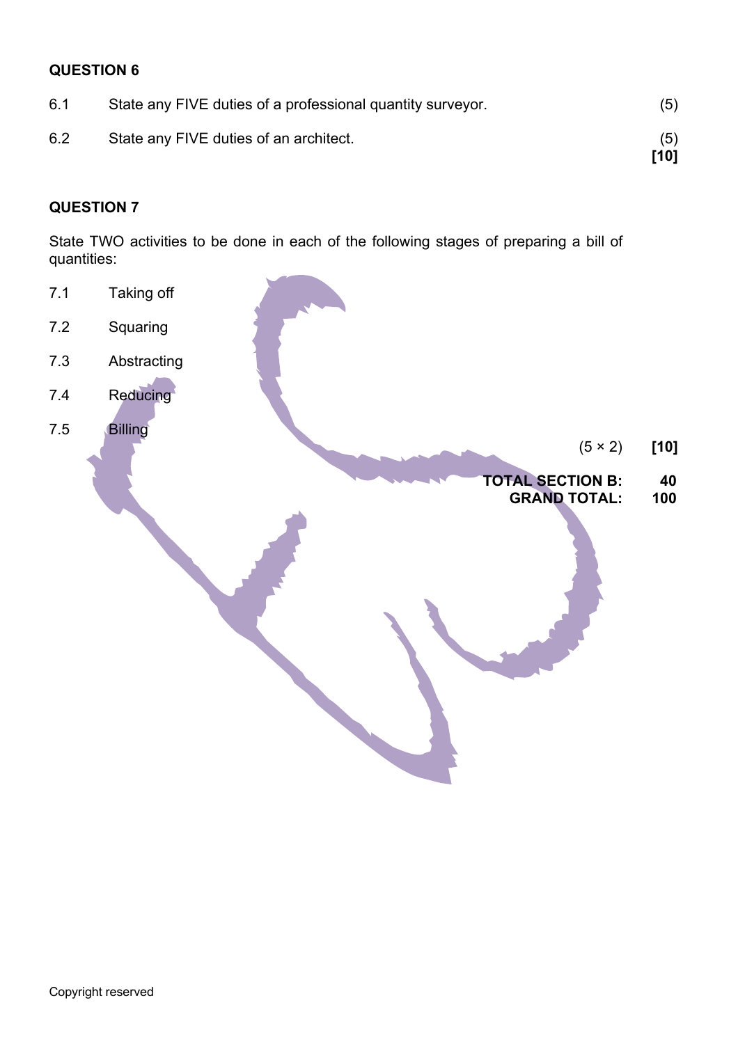## QUESTION 6

6.1 State any FIVE duties of a professional quantity surveyor. (5)

6.2 State any FIVE duties of an architect. (5)
**[10]**

## QUESTION 7

State TWO activities to be done in each of the following stages of preparing a bill of quantities:

7.1 Taking off

7.2 Squaring

7.3 Abstracting

7.4 Reducing

7.5 Billing

(5 × 2) **[10]**

**TOTAL SECTION B: 40**
**GRAND TOTAL: 100**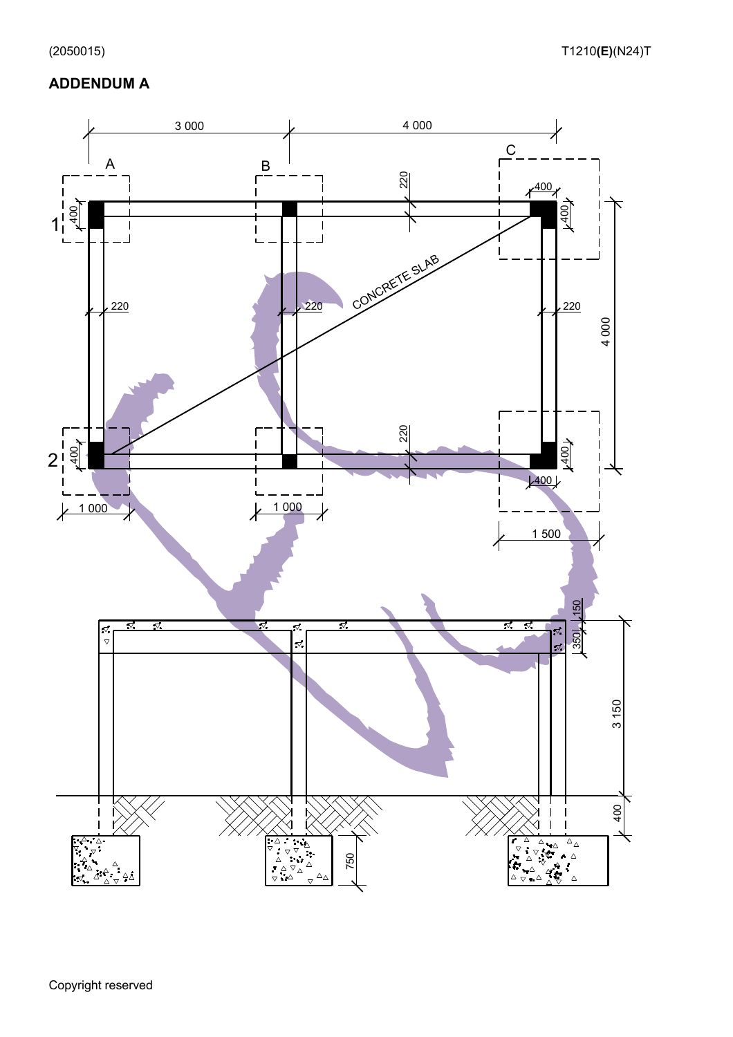## ADDENDUM A

3 000
4 000
A
B
C
1
2
400
220
400
400
220
220
220
CONCRETE SLAB
4 000
220
400
400
1 000
1 000
1 500
150
350
3 150
400
750

Copyright reserved